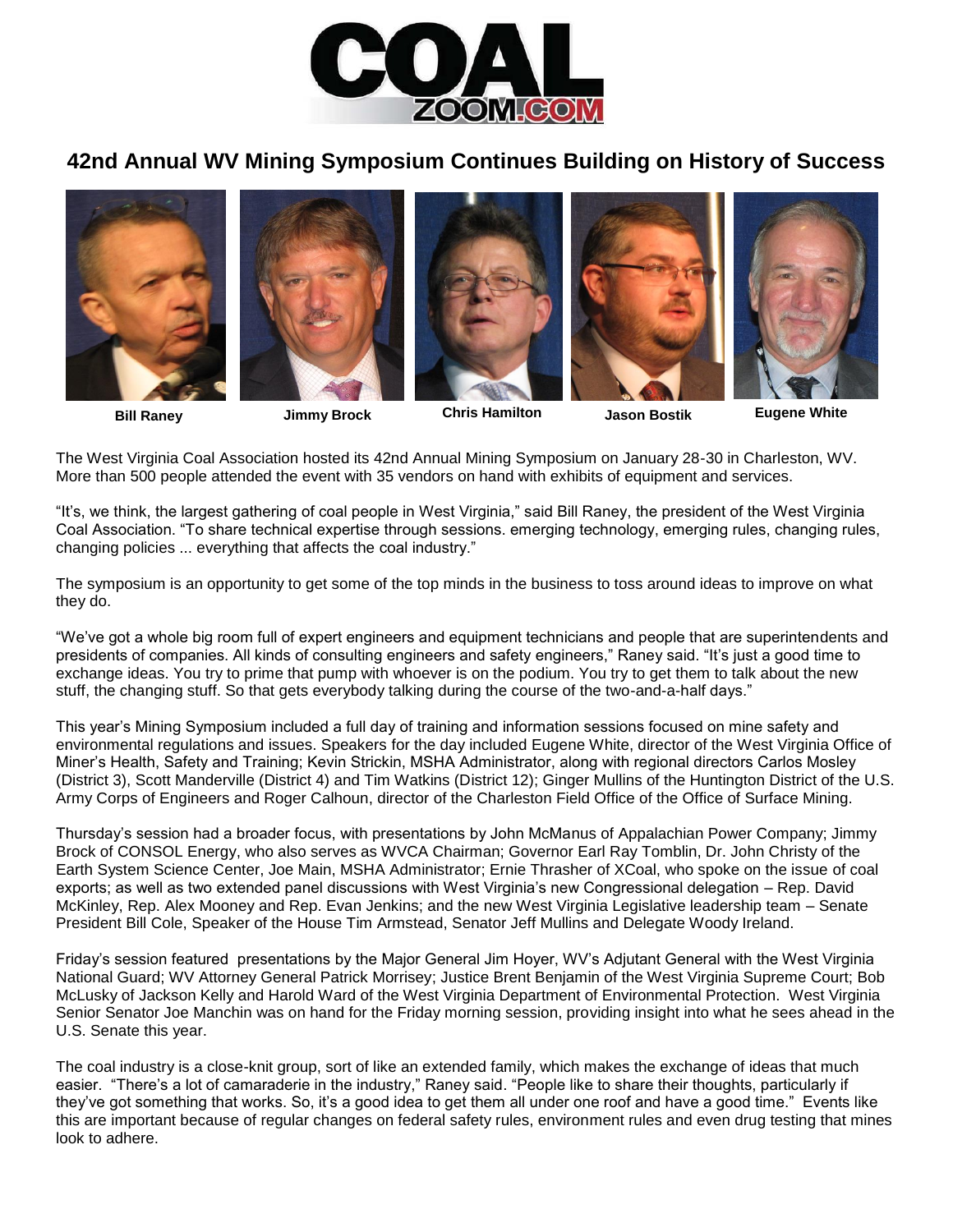# 42nd Annual WV Mining Symposium Continues Building on History of Success

**Bill Raney** **Jimmy Brock** **Chris Hamilton** **Jason Bostik** **Eugene White**

The West Virginia Coal Association hosted its 42nd Annual Mining Symposium on January 28-30 in Charleston, WV. More than 500 people attended the event with 35 vendors on hand with exhibits of equipment and services.

"It's, we think, the largest gathering of coal people in West Virginia," said Bill Raney, the president of the West Virginia Coal Association. "To share technical expertise through sessions. emerging technology, emerging rules, changing rules, changing policies ... everything that affects the coal industry."

The symposium is an opportunity to get some of the top minds in the business to toss around ideas to improve on what they do.

"We've got a whole big room full of expert engineers and equipment technicians and people that are superintendents and presidents of companies. All kinds of consulting engineers and safety engineers," Raney said. "It's just a good time to exchange ideas. You try to prime that pump with whoever is on the podium. You try to get them to talk about the new stuff, the changing stuff. So that gets everybody talking during the course of the two-and-a-half days."

This year's Mining Symposium included a full day of training and information sessions focused on mine safety and environmental regulations and issues. Speakers for the day included Eugene White, director of the West Virginia Office of Miner's Health, Safety and Training; Kevin Strickin, MSHA Administrator, along with regional directors Carlos Mosley (District 3), Scott Manderville (District 4) and Tim Watkins (District 12); Ginger Mullins of the Huntington District of the U.S. Army Corps of Engineers and Roger Calhoun, director of the Charleston Field Office of the Office of Surface Mining.

Thursday's session had a broader focus, with presentations by John McManus of Appalachian Power Company; Jimmy Brock of CONSOL Energy, who also serves as WVCA Chairman; Governor Earl Ray Tomblin, Dr. John Christy of the Earth System Science Center, Joe Main, MSHA Administrator; Ernie Thrasher of XCoal, who spoke on the issue of coal exports; as well as two extended panel discussions with West Virginia's new Congressional delegation – Rep. David McKinley, Rep. Alex Mooney and Rep. Evan Jenkins; and the new West Virginia Legislative leadership team – Senate President Bill Cole, Speaker of the House Tim Armstead, Senator Jeff Mullins and Delegate Woody Ireland.

Friday's session featured presentations by the Major General Jim Hoyer, WV's Adjutant General with the West Virginia National Guard; WV Attorney General Patrick Morrisey; Justice Brent Benjamin of the West Virginia Supreme Court; Bob McLusky of Jackson Kelly and Harold Ward of the West Virginia Department of Environmental Protection. West Virginia Senior Senator Joe Manchin was on hand for the Friday morning session, providing insight into what he sees ahead in the U.S. Senate this year.

The coal industry is a close-knit group, sort of like an extended family, which makes the exchange of ideas that much easier. "There's a lot of camaraderie in the industry," Raney said. "People like to share their thoughts, particularly if they've got something that works. So, it's a good idea to get them all under one roof and have a good time." Events like this are important because of regular changes on federal safety rules, environment rules and even drug testing that mines look to adhere.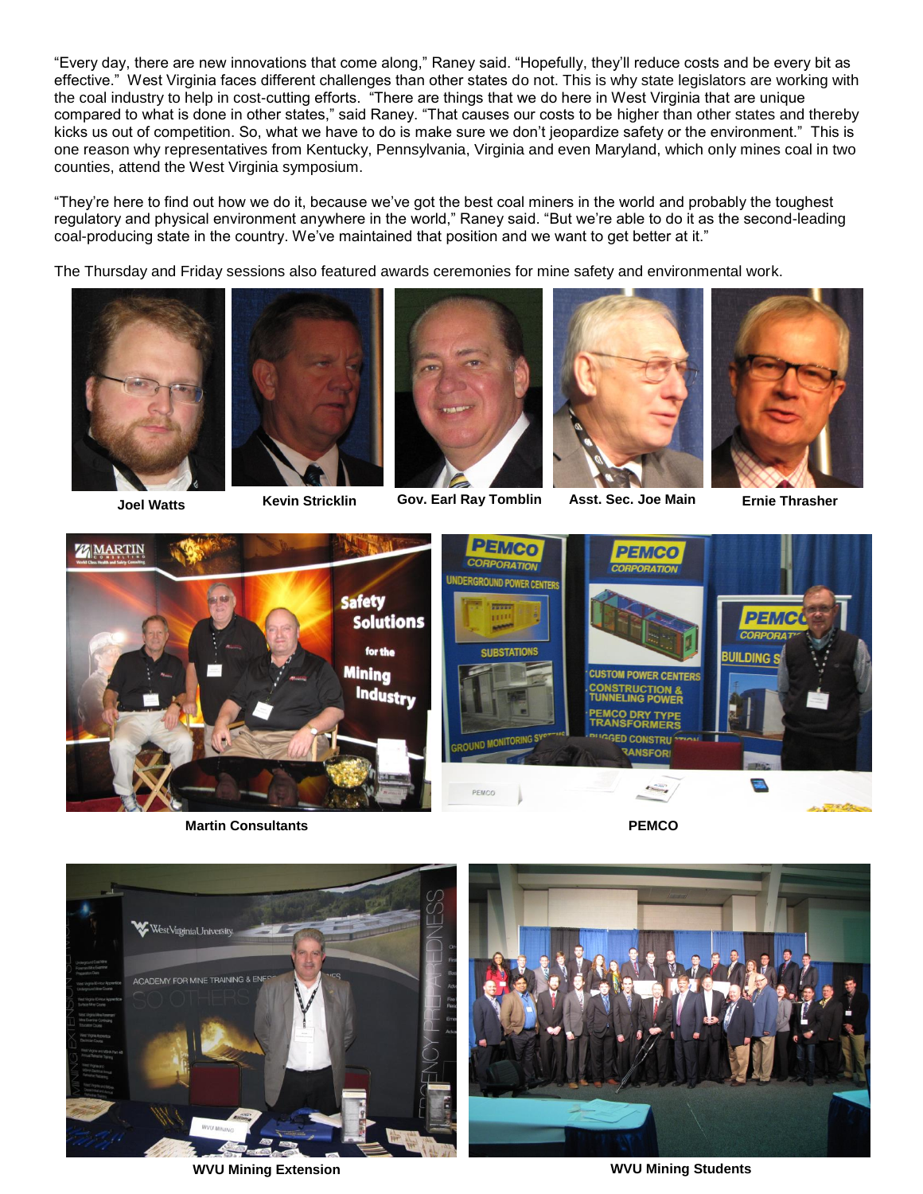"Every day, there are new innovations that come along," Raney said. "Hopefully, they'll reduce costs and be every bit as effective." West Virginia faces different challenges than other states do not. This is why state legislators are working with the coal industry to help in cost-cutting efforts. "There are things that we do here in West Virginia that are unique compared to what is done in other states," said Raney. "That causes our costs to be higher than other states and thereby kicks us out of competition. So, what we have to do is make sure we don't jeopardize safety or the environment." This is one reason why representatives from Kentucky, Pennsylvania, Virginia and even Maryland, which only mines coal in two counties, attend the West Virginia symposium.

"They're here to find out how we do it, because we've got the best coal miners in the world and probably the toughest regulatory and physical environment anywhere in the world," Raney said. "But we're able to do it as the second-leading coal-producing state in the country. We've maintained that position and we want to get better at it."

The Thursday and Friday sessions also featured awards ceremonies for mine safety and environmental work.

**Joel Watts**

**Kevin Stricklin**

**Gov. Earl Ray Tomblin**

**Asst. Sec. Joe Main**

**Ernie Thrasher**

**Martin Consultants**

**PEMCO**

**WVU Mining Extension**

**WVU Mining Students**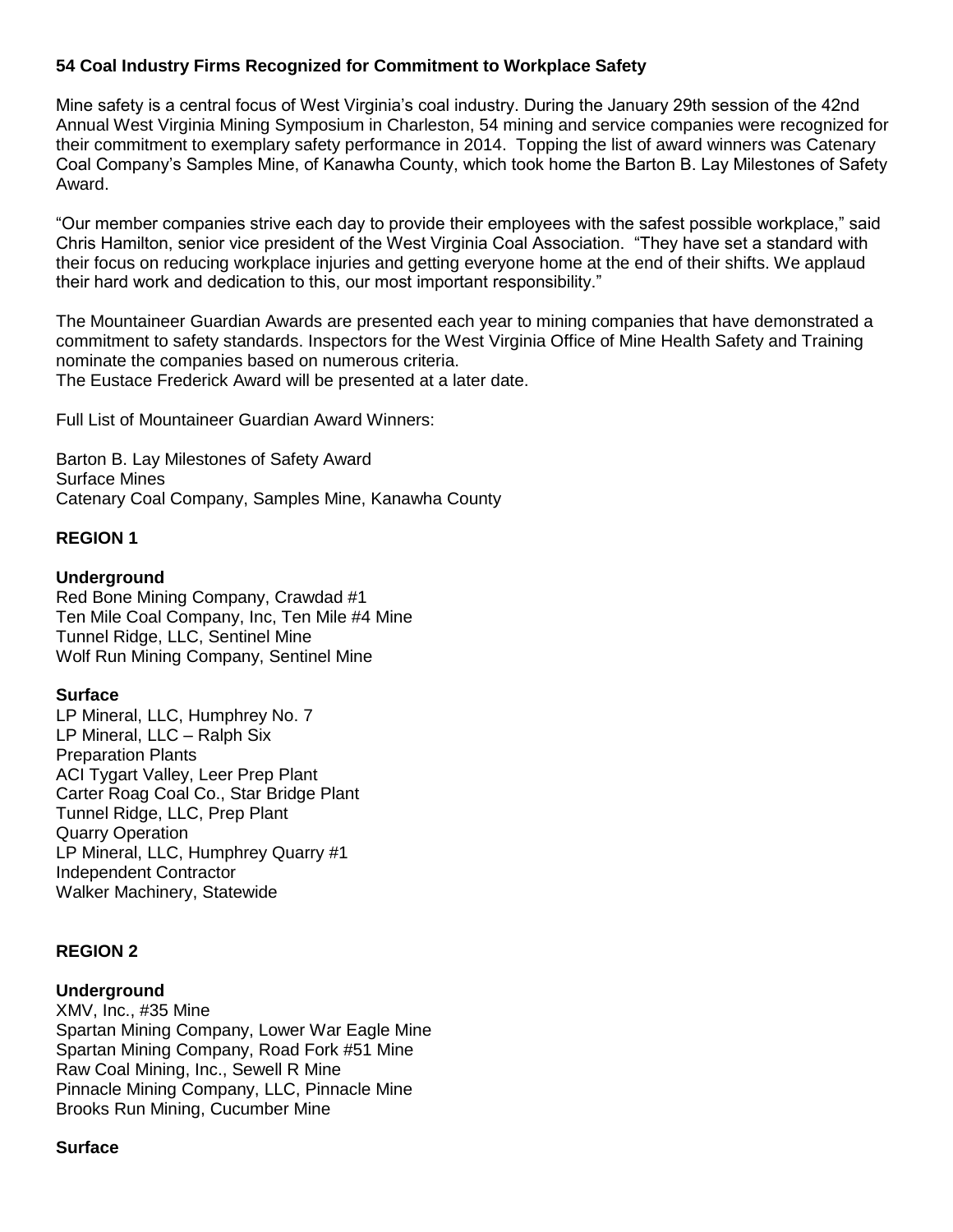**54 Coal Industry Firms Recognized for Commitment to Workplace Safety**

Mine safety is a central focus of West Virginia's coal industry. During the January 29th session of the 42nd Annual West Virginia Mining Symposium in Charleston, 54 mining and service companies were recognized for their commitment to exemplary safety performance in 2014. Topping the list of award winners was Catenary Coal Company's Samples Mine, of Kanawha County, which took home the Barton B. Lay Milestones of Safety Award.

"Our member companies strive each day to provide their employees with the safest possible workplace," said Chris Hamilton, senior vice president of the West Virginia Coal Association. "They have set a standard with their focus on reducing workplace injuries and getting everyone home at the end of their shifts. We applaud their hard work and dedication to this, our most important responsibility."

The Mountaineer Guardian Awards are presented each year to mining companies that have demonstrated a commitment to safety standards. Inspectors for the West Virginia Office of Mine Health Safety and Training nominate the companies based on numerous criteria.
The Eustace Frederick Award will be presented at a later date.

Full List of Mountaineer Guardian Award Winners:

Barton B. Lay Milestones of Safety Award
Surface Mines
Catenary Coal Company, Samples Mine, Kanawha County

**REGION 1**

**Underground**
Red Bone Mining Company, Crawdad #1
Ten Mile Coal Company, Inc, Ten Mile #4 Mine
Tunnel Ridge, LLC, Sentinel Mine
Wolf Run Mining Company, Sentinel Mine

**Surface**
LP Mineral, LLC, Humphrey No. 7
LP Mineral, LLC – Ralph Six
Preparation Plants
ACI Tygart Valley, Leer Prep Plant
Carter Roag Coal Co., Star Bridge Plant
Tunnel Ridge, LLC, Prep Plant
Quarry Operation
LP Mineral, LLC, Humphrey Quarry #1
Independent Contractor
Walker Machinery, Statewide

**REGION 2**

**Underground**
XMV, Inc., #35 Mine
Spartan Mining Company, Lower War Eagle Mine
Spartan Mining Company, Road Fork #51 Mine
Raw Coal Mining, Inc., Sewell R Mine
Pinnacle Mining Company, LLC, Pinnacle Mine
Brooks Run Mining, Cucumber Mine

**Surface**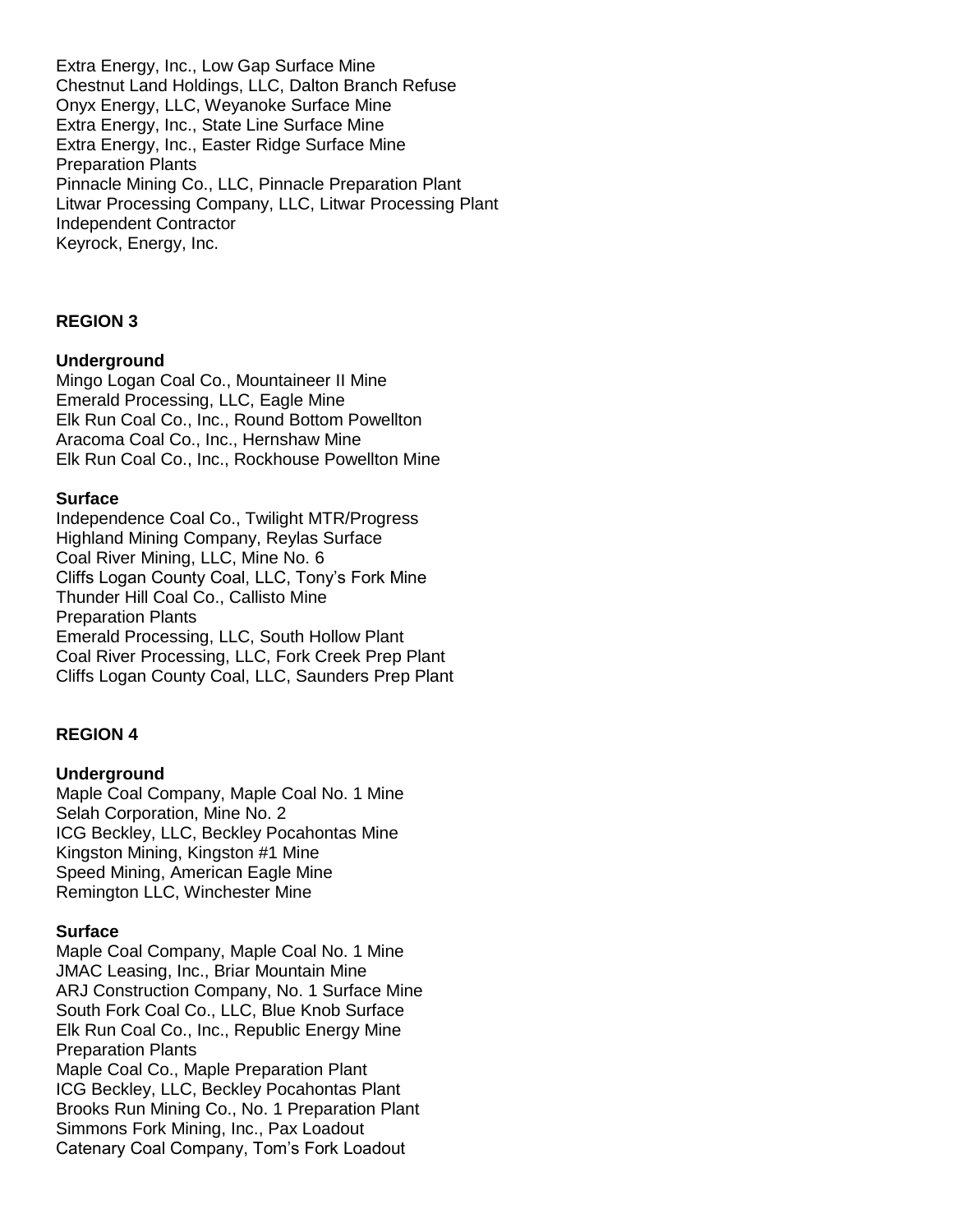Extra Energy, Inc., Low Gap Surface Mine
Chestnut Land Holdings, LLC, Dalton Branch Refuse
Onyx Energy, LLC, Weyanoke Surface Mine
Extra Energy, Inc., State Line Surface Mine
Extra Energy, Inc., Easter Ridge Surface Mine
Preparation Plants
Pinnacle Mining Co., LLC, Pinnacle Preparation Plant
Litwar Processing Company, LLC, Litwar Processing Plant
Independent Contractor
Keyrock, Energy, Inc.

**REGION 3**

**Underground**
Mingo Logan Coal Co., Mountaineer II Mine
Emerald Processing, LLC, Eagle Mine
Elk Run Coal Co., Inc., Round Bottom Powellton
Aracoma Coal Co., Inc., Hernshaw Mine
Elk Run Coal Co., Inc., Rockhouse Powellton Mine

**Surface**
Independence Coal Co., Twilight MTR/Progress
Highland Mining Company, Reylas Surface
Coal River Mining, LLC, Mine No. 6
Cliffs Logan County Coal, LLC, Tony's Fork Mine
Thunder Hill Coal Co., Callisto Mine
Preparation Plants
Emerald Processing, LLC, South Hollow Plant
Coal River Processing, LLC, Fork Creek Prep Plant
Cliffs Logan County Coal, LLC, Saunders Prep Plant

**REGION 4**

**Underground**
Maple Coal Company, Maple Coal No. 1 Mine
Selah Corporation, Mine No. 2
ICG Beckley, LLC, Beckley Pocahontas Mine
Kingston Mining, Kingston #1 Mine
Speed Mining, American Eagle Mine
Remington LLC, Winchester Mine

**Surface**
Maple Coal Company, Maple Coal No. 1 Mine
JMAC Leasing, Inc., Briar Mountain Mine
ARJ Construction Company, No. 1 Surface Mine
South Fork Coal Co., LLC, Blue Knob Surface
Elk Run Coal Co., Inc., Republic Energy Mine
Preparation Plants
Maple Coal Co., Maple Preparation Plant
ICG Beckley, LLC, Beckley Pocahontas Plant
Brooks Run Mining Co., No. 1 Preparation Plant
Simmons Fork Mining, Inc., Pax Loadout
Catenary Coal Company, Tom's Fork Loadout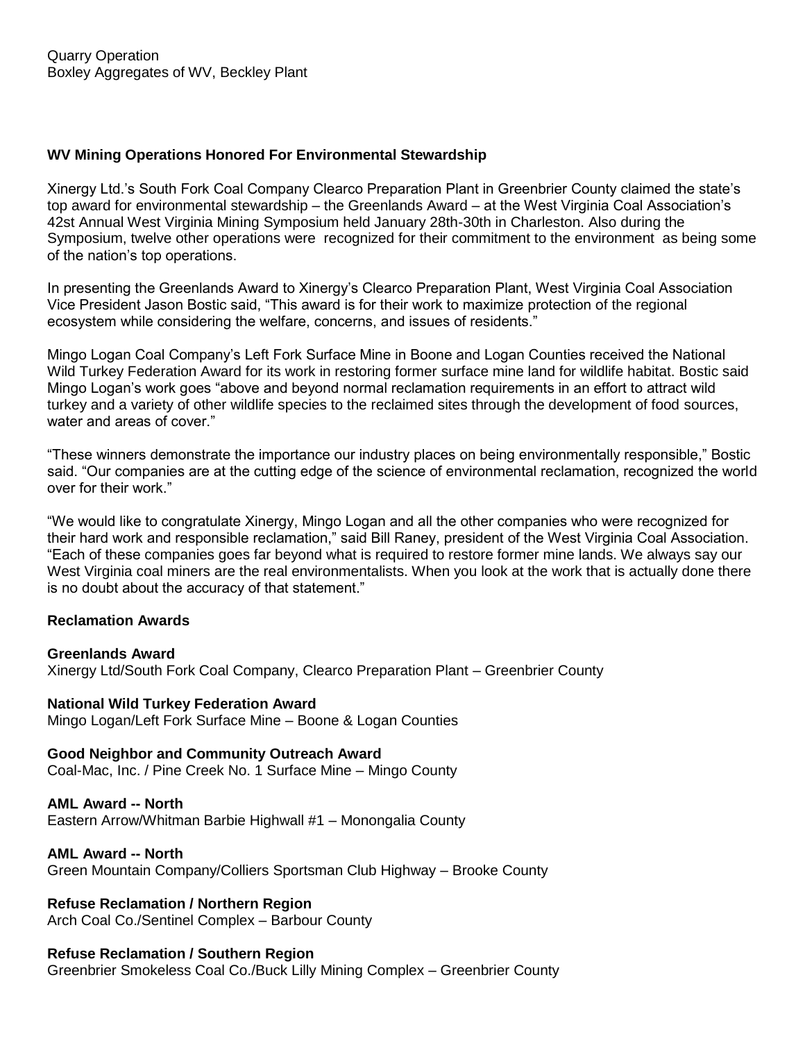Quarry Operation
Boxley Aggregates of WV, Beckley Plant

**WV Mining Operations Honored For Environmental Stewardship**

Xinergy Ltd.'s South Fork Coal Company Clearco Preparation Plant in Greenbrier County claimed the state's top award for environmental stewardship – the Greenlands Award – at the West Virginia Coal Association's 42st Annual West Virginia Mining Symposium held January 28th-30th in Charleston. Also during the Symposium, twelve other operations were recognized for their commitment to the environment as being some of the nation's top operations.

In presenting the Greenlands Award to Xinergy's Clearco Preparation Plant, West Virginia Coal Association Vice President Jason Bostic said, "This award is for their work to maximize protection of the regional ecosystem while considering the welfare, concerns, and issues of residents."

Mingo Logan Coal Company's Left Fork Surface Mine in Boone and Logan Counties received the National Wild Turkey Federation Award for its work in restoring former surface mine land for wildlife habitat. Bostic said Mingo Logan's work goes "above and beyond normal reclamation requirements in an effort to attract wild turkey and a variety of other wildlife species to the reclaimed sites through the development of food sources, water and areas of cover."

"These winners demonstrate the importance our industry places on being environmentally responsible," Bostic said. "Our companies are at the cutting edge of the science of environmental reclamation, recognized the world over for their work."

"We would like to congratulate Xinergy, Mingo Logan and all the other companies who were recognized for their hard work and responsible reclamation," said Bill Raney, president of the West Virginia Coal Association. "Each of these companies goes far beyond what is required to restore former mine lands. We always say our West Virginia coal miners are the real environmentalists. When you look at the work that is actually done there is no doubt about the accuracy of that statement."

**Reclamation Awards**

**Greenlands Award**
Xinergy Ltd/South Fork Coal Company, Clearco Preparation Plant – Greenbrier County

**National Wild Turkey Federation Award**
Mingo Logan/Left Fork Surface Mine – Boone & Logan Counties

**Good Neighbor and Community Outreach Award**
Coal-Mac, Inc. / Pine Creek No. 1 Surface Mine – Mingo County

**AML Award -- North**
Eastern Arrow/Whitman Barbie Highwall #1 – Monongalia County

**AML Award -- North**
Green Mountain Company/Colliers Sportsman Club Highway – Brooke County

**Refuse Reclamation / Northern Region**
Arch Coal Co./Sentinel Complex – Barbour County

**Refuse Reclamation / Southern Region**
Greenbrier Smokeless Coal Co./Buck Lilly Mining Complex – Greenbrier County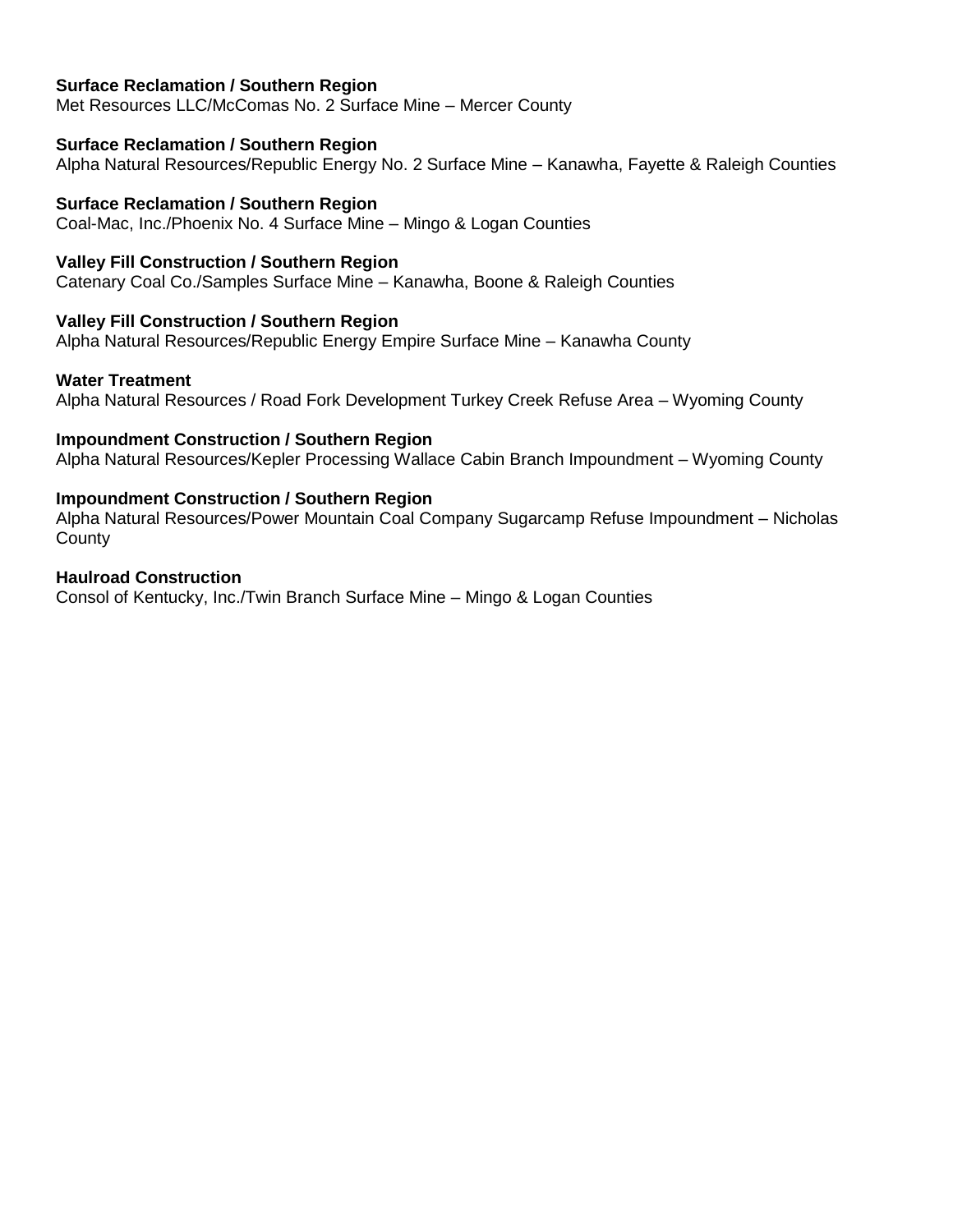**Surface Reclamation / Southern Region**
Met Resources LLC/McComas No. 2 Surface Mine – Mercer County

**Surface Reclamation / Southern Region**
Alpha Natural Resources/Republic Energy No. 2 Surface Mine – Kanawha, Fayette & Raleigh Counties

**Surface Reclamation / Southern Region**
Coal-Mac, Inc./Phoenix No. 4 Surface Mine – Mingo & Logan Counties

**Valley Fill Construction / Southern Region**
Catenary Coal Co./Samples Surface Mine – Kanawha, Boone & Raleigh Counties

**Valley Fill Construction / Southern Region**
Alpha Natural Resources/Republic Energy Empire Surface Mine – Kanawha County

**Water Treatment**
Alpha Natural Resources / Road Fork Development Turkey Creek Refuse Area – Wyoming County

**Impoundment Construction / Southern Region**
Alpha Natural Resources/Kepler Processing Wallace Cabin Branch Impoundment – Wyoming County

**Impoundment Construction / Southern Region**
Alpha Natural Resources/Power Mountain Coal Company Sugarcamp Refuse Impoundment – Nicholas County

**Haulroad Construction**
Consol of Kentucky, Inc./Twin Branch Surface Mine – Mingo & Logan Counties